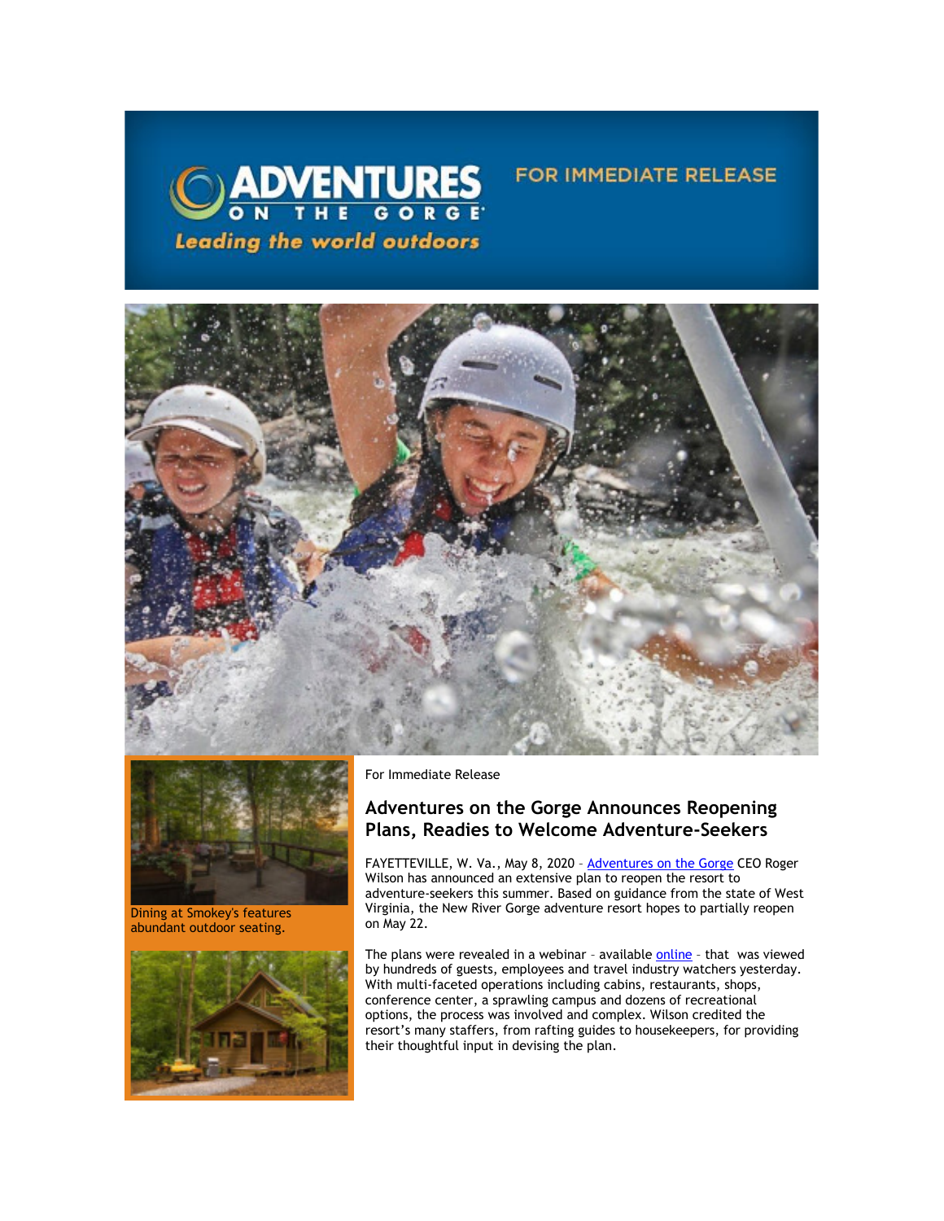ADVENTURES ON THE GORGE

*Leading the world outdoors*

FOR IMMEDIATE RELEASE

Dining at Smokey's features abundant outdoor seating.

For Immediate Release

## Adventures on the Gorge Announces Reopening Plans, Readies to Welcome Adventure-Seekers

FAYETTEVILLE, W. Va., May 8, 2020 – Adventures on the Gorge CEO Roger Wilson has announced an extensive plan to reopen the resort to adventure-seekers this summer. Based on guidance from the state of West Virginia, the New River Gorge adventure resort hopes to partially reopen on May 22.

The plans were revealed in a webinar – available online – that was viewed by hundreds of guests, employees and travel industry watchers yesterday. With multi-faceted operations including cabins, restaurants, shops, conference center, a sprawling campus and dozens of recreational options, the process was involved and complex. Wilson credited the resort's many staffers, from rafting guides to housekeepers, for providing their thoughtful input in devising the plan.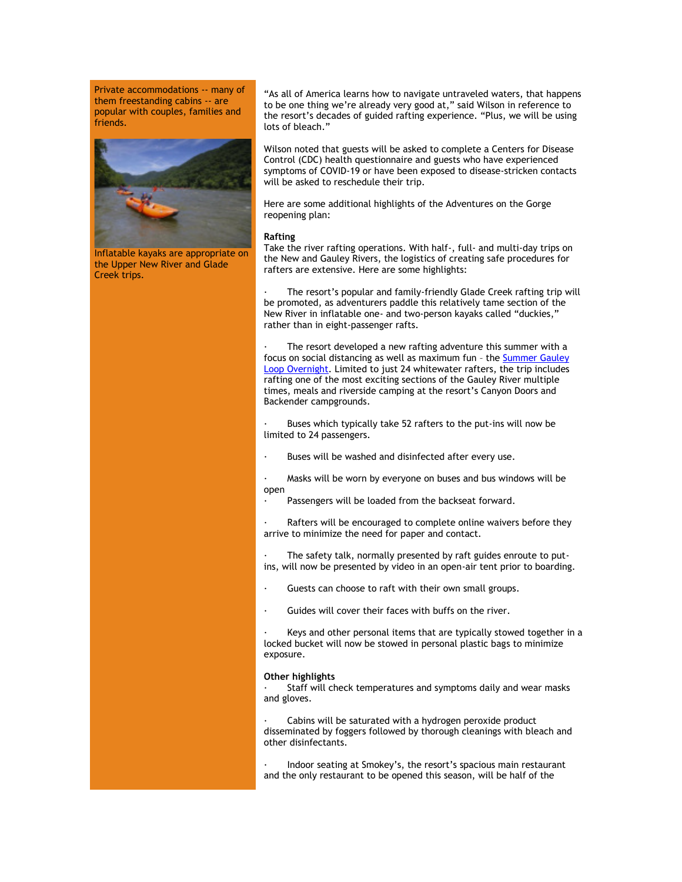Private accommodations -- many of them freestanding cabins -- are popular with couples, families and friends.

Inflatable kayaks are appropriate on the Upper New River and Glade Creek trips.

"As all of America learns how to navigate untraveled waters, that happens to be one thing we're already very good at," said Wilson in reference to the resort's decades of guided rafting experience. "Plus, we will be using lots of bleach."

Wilson noted that guests will be asked to complete a Centers for Disease Control (CDC) health questionnaire and guests who have experienced symptoms of COVID-19 or have been exposed to disease-stricken contacts will be asked to reschedule their trip.

Here are some additional highlights of the Adventures on the Gorge reopening plan:

**Rafting**

Take the river rafting operations. With half-, full- and multi-day trips on the New and Gauley Rivers, the logistics of creating safe procedures for rafters are extensive. Here are some highlights:

- The resort's popular and family-friendly Glade Creek rafting trip will be promoted, as adventurers paddle this relatively tame section of the New River in inflatable one- and two-person kayaks called "duckies," rather than in eight-passenger rafts.

- The resort developed a new rafting adventure this summer with a focus on social distancing as well as maximum fun – the Summer Gauley Loop Overnight. Limited to just 24 whitewater rafters, the trip includes rafting one of the most exciting sections of the Gauley River multiple times, meals and riverside camping at the resort's Canyon Doors and Backender campgrounds.

- Buses which typically take 52 rafters to the put-ins will now be limited to 24 passengers.

- Buses will be washed and disinfected after every use.

- Masks will be worn by everyone on buses and bus windows will be open
- Passengers will be loaded from the backseat forward.

- Rafters will be encouraged to complete online waivers before they arrive to minimize the need for paper and contact.

- The safety talk, normally presented by raft guides enroute to put-ins, will now be presented by video in an open-air tent prior to boarding.

- Guests can choose to raft with their own small groups.

- Guides will cover their faces with buffs on the river.

- Keys and other personal items that are typically stowed together in a locked bucket will now be stowed in personal plastic bags to minimize exposure.

**Other highlights**

- Staff will check temperatures and symptoms daily and wear masks and gloves.

- Cabins will be saturated with a hydrogen peroxide product disseminated by foggers followed by thorough cleanings with bleach and other disinfectants.

- Indoor seating at Smokey's, the resort's spacious main restaurant and the only restaurant to be opened this season, will be half of the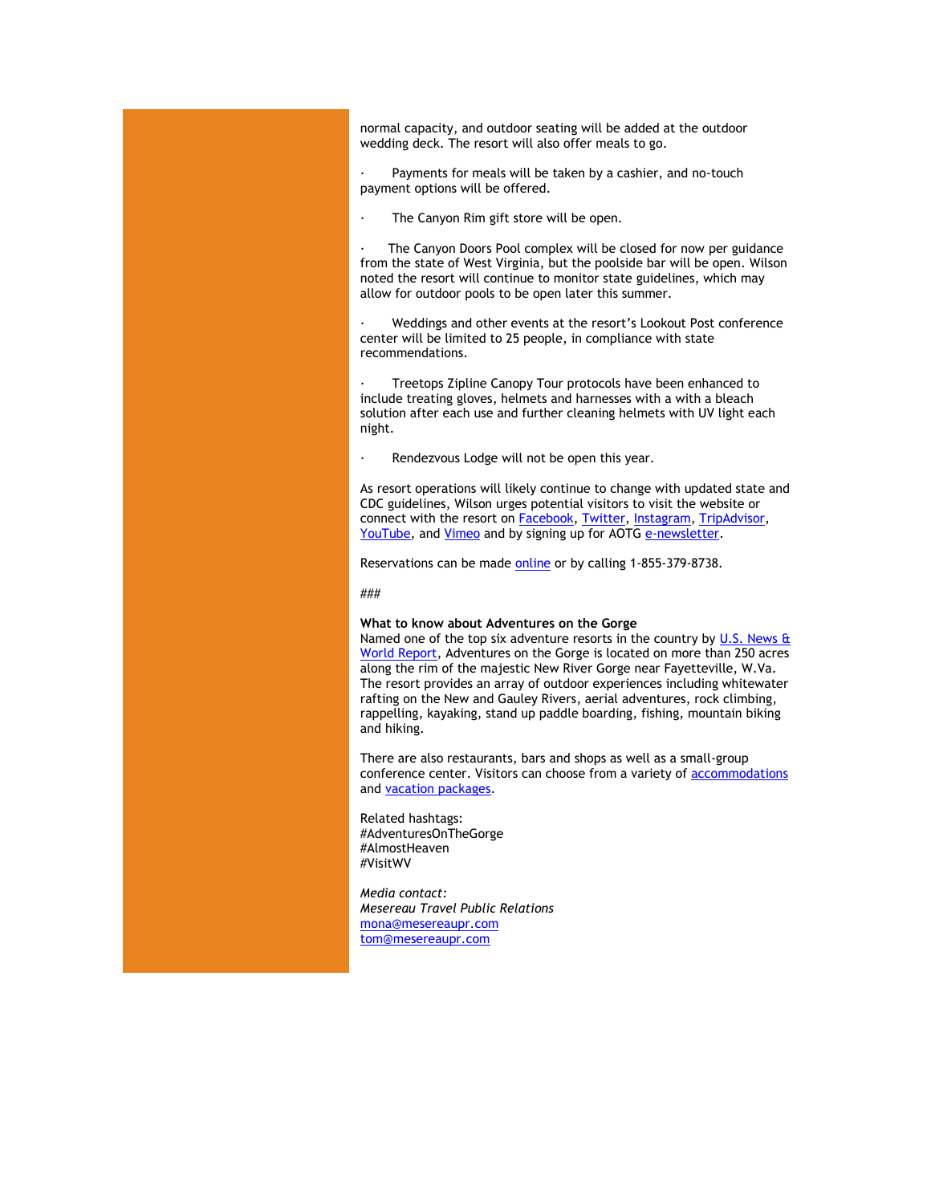normal capacity, and outdoor seating will be added at the outdoor wedding deck. The resort will also offer meals to go.

- Payments for meals will be taken by a cashier, and no-touch payment options will be offered.

- The Canyon Rim gift store will be open.

- The Canyon Doors Pool complex will be closed for now per guidance from the state of West Virginia, but the poolside bar will be open. Wilson noted the resort will continue to monitor state guidelines, which may allow for outdoor pools to be open later this summer.

- Weddings and other events at the resort's Lookout Post conference center will be limited to 25 people, in compliance with state recommendations.

- Treetops Zipline Canopy Tour protocols have been enhanced to include treating gloves, helmets and harnesses with a with a bleach solution after each use and further cleaning helmets with UV light each night.

- Rendezvous Lodge will not be open this year.

As resort operations will likely continue to change with updated state and CDC guidelines, Wilson urges potential visitors to visit the website or connect with the resort on Facebook, Twitter, Instagram, TripAdvisor, YouTube, and Vimeo and by signing up for AOTG e-newsletter.

Reservations can be made online or by calling 1-855-379-8738.

###

**What to know about Adventures on the Gorge**

Named one of the top six adventure resorts in the country by U.S. News & World Report, Adventures on the Gorge is located on more than 250 acres along the rim of the majestic New River Gorge near Fayetteville, W.Va. The resort provides an array of outdoor experiences including whitewater rafting on the New and Gauley Rivers, aerial adventures, rock climbing, rappelling, kayaking, stand up paddle boarding, fishing, mountain biking and hiking.

There are also restaurants, bars and shops as well as a small-group conference center. Visitors can choose from a variety of accommodations and vacation packages.

Related hashtags:
#AdventuresOnTheGorge
#AlmostHeaven
#VisitWV

*Media contact:*
*Mesereau Travel Public Relations*
mona@mesereaupr.com
tom@mesereaupr.com